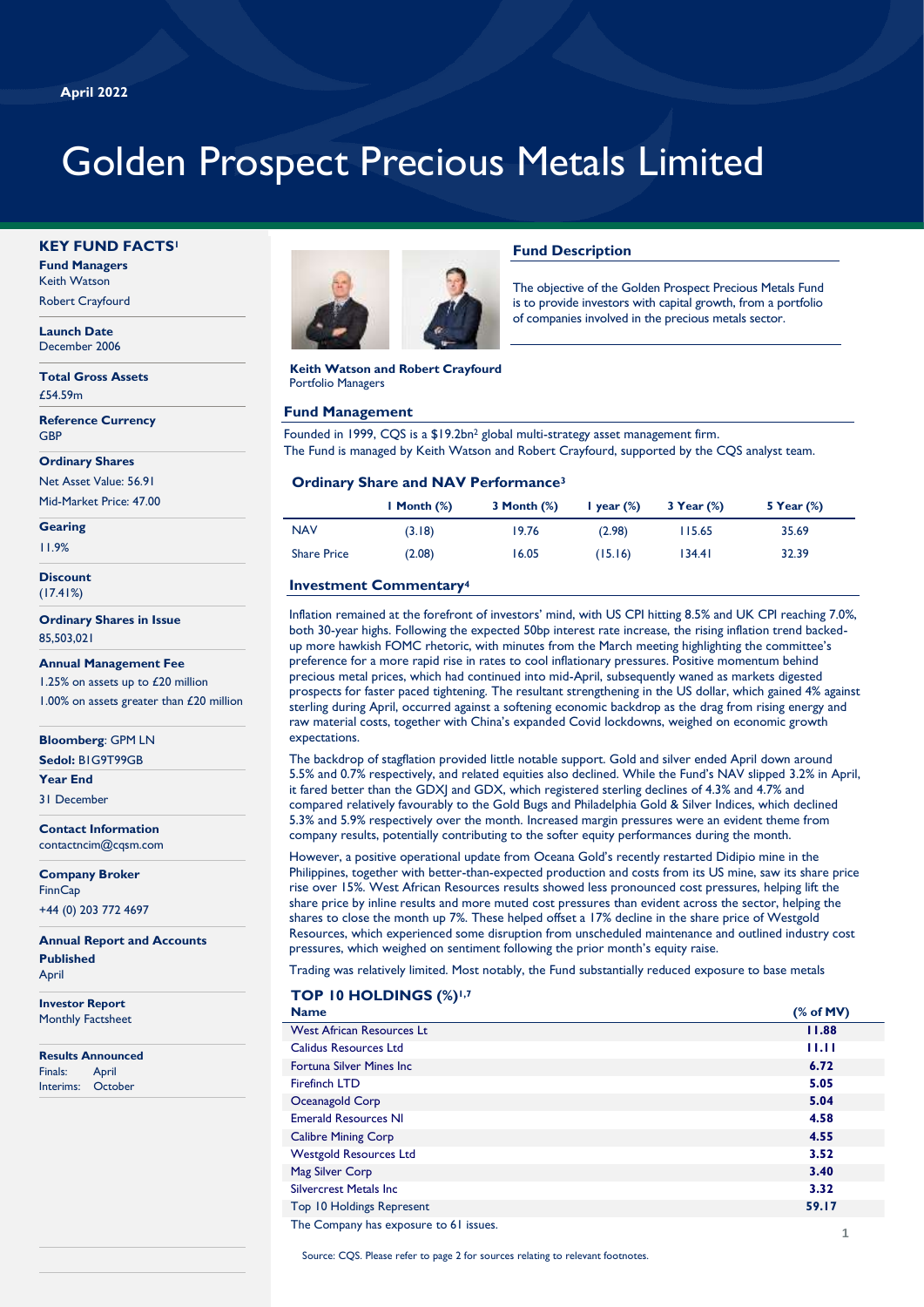April 2022

# Golden Prospect Precious Metals Limited

## KEY FUND FACTS[1]

**Fund Managers**
Keith Watson
Robert Crayfourd

**Launch Date**
December 2006

**Total Gross Assets**
£54.59m

**Reference Currency**
GBP

**Ordinary Shares**
Net Asset Value: 56.91
Mid-Market Price: 47.00

**Gearing**
11.9%

**Discount**
(17.41%)

**Ordinary Shares in Issue**
85,503,021

**Annual Management Fee**
1.25% on assets up to £20 million
1.00% on assets greater than £20 million

**Bloomberg**: GPM LN
**Sedol:** B1G9T99GB

**Year End**
31 December

**Contact Information**
contactncim@cqsm.com

**Company Broker**
FinnCap
+44 (0) 203 772 4697

**Annual Report and Accounts Published**
April

**Investor Report**
Monthly Factsheet

**Results Announced**
Finals: April
Interims: October

**Keith Watson and Robert Crayfourd**
Portfolio Managers

## Fund Description

The objective of the Golden Prospect Precious Metals Fund is to provide investors with capital growth, from a portfolio of companies involved in the precious metals sector.

## Fund Management

Founded in 1999, CQS is a $19.2bn[2] global multi-strategy asset management firm.
The Fund is managed by Keith Watson and Robert Crayfourd, supported by the CQS analyst team.

### Ordinary Share and NAV Performance[3]

| | 1 Month (%) | 3 Month (%) | 1 year (%) | 3 Year (%) | 5 Year (%) |
|---|---|---|---|---|---|
| NAV | (3.18) | 19.76 | (2.98) | 115.65 | 35.69 |
| Share Price | (2.08) | 16.05 | (15.16) | 134.41 | 32.39 |

## Investment Commentary[4]

Inflation remained at the forefront of investors' mind, with US CPI hitting 8.5% and UK CPI reaching 7.0%, both 30-year highs. Following the expected 50bp interest rate increase, the rising inflation trend backed-up more hawkish FOMC rhetoric, with minutes from the March meeting highlighting the committee's preference for a more rapid rise in rates to cool inflationary pressures. Positive momentum behind precious metal prices, which had continued into mid-April, subsequently waned as markets digested prospects for faster paced tightening. The resultant strengthening in the US dollar, which gained 4% against sterling during April, occurred against a softening economic backdrop as the drag from rising energy and raw material costs, together with China's expanded Covid lockdowns, weighed on economic growth expectations.

The backdrop of stagflation provided little notable support. Gold and silver ended April down around 5.5% and 0.7% respectively, and related equities also declined. While the Fund's NAV slipped 3.2% in April, it fared better than the GDXJ and GDX, which registered sterling declines of 4.3% and 4.7% and compared relatively favourably to the Gold Bugs and Philadelphia Gold & Silver Indices, which declined 5.3% and 5.9% respectively over the month. Increased margin pressures were an evident theme from company results, potentially contributing to the softer equity performances during the month.

However, a positive operational update from Oceana Gold's recently restarted Didipio mine in the Philippines, together with better-than-expected production and costs from its US mine, saw its share price rise over 15%. West African Resources results showed less pronounced cost pressures, helping lift the share price by inline results and more muted cost pressures than evident across the sector, helping the shares to close the month up 7%. These helped offset a 17% decline in the share price of Westgold Resources, which experienced some disruption from unscheduled maintenance and outlined industry cost pressures, which weighed on sentiment following the prior month's equity raise.

Trading was relatively limited. Most notably, the Fund substantially reduced exposure to base metals

## TOP 10 HOLDINGS (%)[1,7]

| Name | (% of MV) |
|---|---|
| West African Resources Lt | 11.88 |
| Calidus Resources Ltd | 11.11 |
| Fortuna Silver Mines Inc | 6.72 |
| Firefinch LTD | 5.05 |
| Oceanagold Corp | 5.04 |
| Emerald Resources Nl | 4.58 |
| Calibre Mining Corp | 4.55 |
| Westgold Resources Ltd | 3.52 |
| Mag Silver Corp | 3.40 |
| Silvercrest Metals Inc | 3.32 |
| Top 10 Holdings Represent | 59.17 |

The Company has exposure to 61 issues.

Source: CQS. Please refer to page 2 for sources relating to relevant footnotes.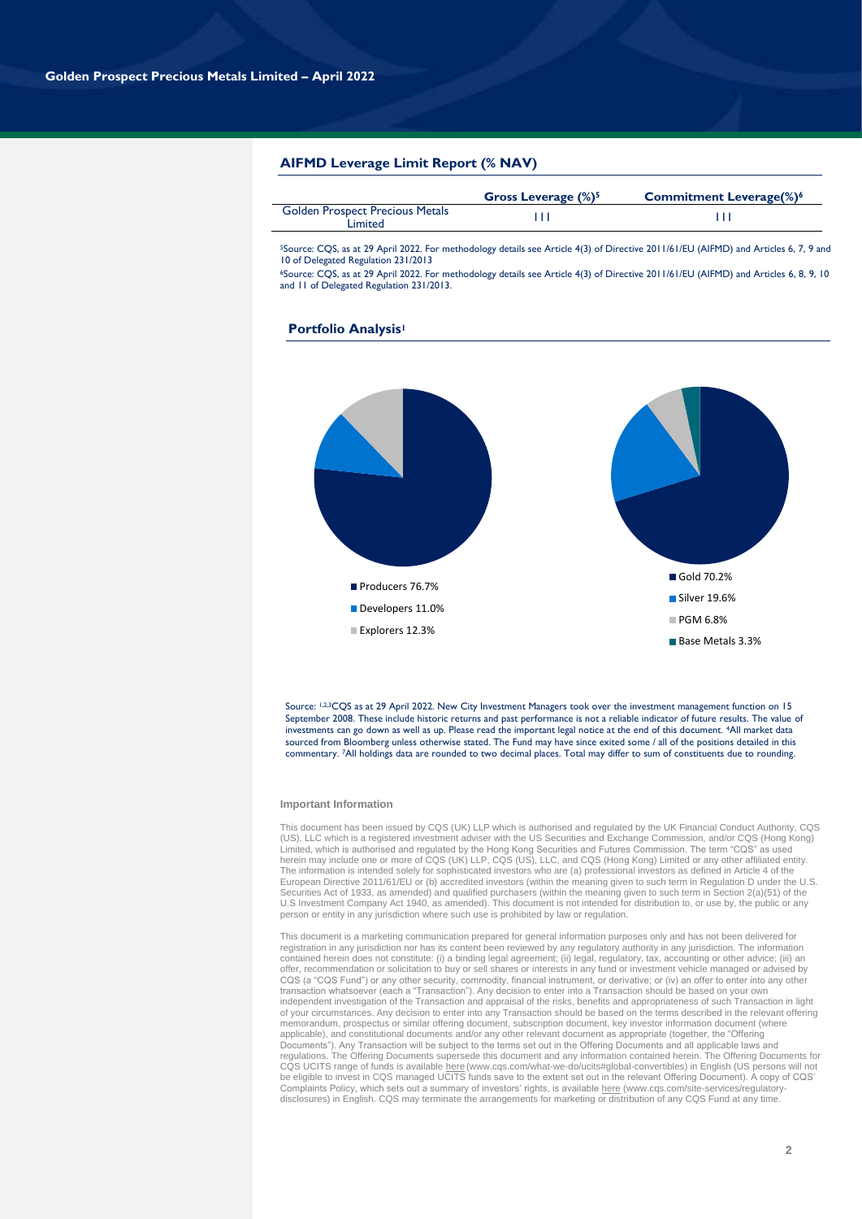## AIFMD Leverage Limit Report (% NAV)

| | Gross Leverage (%)[5] | Commitment Leverage(%)[6] |
| --- | --- | --- |
| Golden Prospect Precious Metals Limited | 111 | 111 |

[5]Source: CQS, as at 29 April 2022. For methodology details see Article 4(3) of Directive 2011/61/EU (AIFMD) and Articles 6, 7, 9 and 10 of Delegated Regulation 231/2013

[6]Source: CQS, as at 29 April 2022. For methodology details see Article 4(3) of Directive 2011/61/EU (AIFMD) and Articles 6, 8, 9, 10 and 11 of Delegated Regulation 231/2013.

## Portfolio Analysis[1]

- Producers 76.7%
- Developers 11.0%
- Explorers 12.3%

- Gold 70.2%
- Silver 19.6%
- PGM 6.8%
- Base Metals 3.3%

Source: [1,2,3]CQS as at 29 April 2022. New City Investment Managers took over the investment management function on 15 September 2008. These include historic returns and past performance is not a reliable indicator of future results. The value of investments can go down as well as up. Please read the important legal notice at the end of this document. [4]All market data sourced from Bloomberg unless otherwise stated. The Fund may have since exited some / all of the positions detailed in this commentary. [7]All holdings data are rounded to two decimal places. Total may differ to sum of constituents due to rounding.

### Important Information

This document has been issued by CQS (UK) LLP which is authorised and regulated by the UK Financial Conduct Authority, CQS (US), LLC which is a registered investment adviser with the US Securities and Exchange Commission, and/or CQS (Hong Kong) Limited, which is authorised and regulated by the Hong Kong Securities and Futures Commission. The term "CQS" as used herein may include one or more of CQS (UK) LLP, CQS (US), LLC, and CQS (Hong Kong) Limited or any other affiliated entity. The information is intended solely for sophisticated investors who are (a) professional investors as defined in Article 4 of the European Directive 2011/61/EU or (b) accredited investors (within the meaning given to such term in Regulation D under the U.S. Securities Act of 1933, as amended) and qualified purchasers (within the meaning given to such term in Section 2(a)(51) of the U.S Investment Company Act 1940, as amended). This document is not intended for distribution to, or use by, the public or any person or entity in any jurisdiction where such use is prohibited by law or regulation.

This document is a marketing communication prepared for general information purposes only and has not been delivered for registration in any jurisdiction nor has its content been reviewed by any regulatory authority in any jurisdiction. The information contained herein does not constitute: (i) a binding legal agreement; (ii) legal, regulatory, tax, accounting or other advice; (iii) an offer, recommendation or solicitation to buy or sell shares or interests in any fund or investment vehicle managed or advised by CQS (a "CQS Fund") or any other security, commodity, financial instrument, or derivative; or (iv) an offer to enter into any other transaction whatsoever (each a "Transaction"). Any decision to enter into a Transaction should be based on your own independent investigation of the Transaction and appraisal of the risks, benefits and appropriateness of such Transaction in light of your circumstances. Any decision to enter into any Transaction should be based on the terms described in the relevant offering memorandum, prospectus or similar offering document, subscription document, key investor information document (where applicable), and constitutional documents and/or any other relevant document as appropriate (together, the "Offering Documents"). Any Transaction will be subject to the terms set out in the Offering Documents and all applicable laws and regulations. The Offering Documents supersede this document and any information contained herein. The Offering Documents for CQS UCITS range of funds is available here (www.cqs.com/what-we-do/ucits#global-convertibles) in English (US persons will not be eligible to invest in CQS managed UCITS funds save to the extent set out in the relevant Offering Document). A copy of CQS' Complaints Policy, which sets out a summary of investors' rights, is available here (www.cqs.com/site-services/regulatory-disclosures) in English. CQS may terminate the arrangements for marketing or distribution of any CQS Fund at any time.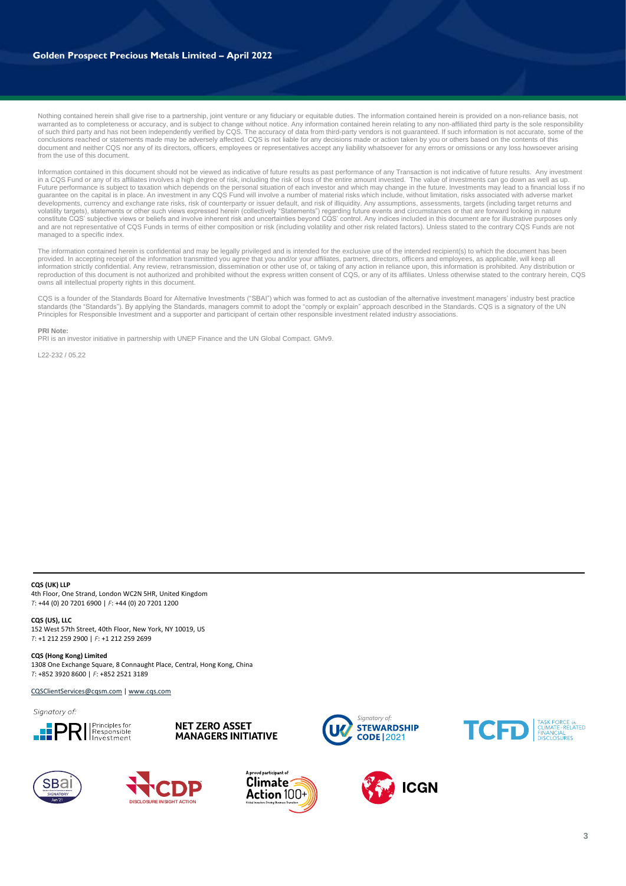Nothing contained herein shall give rise to a partnership, joint venture or any fiduciary or equitable duties. The information contained herein is provided on a non-reliance basis, not warranted as to completeness or accuracy, and is subject to change without notice. Any information contained herein relating to any non-affiliated third party is the sole responsibility of such third party and has not been independently verified by CQS. The accuracy of data from third-party vendors is not guaranteed. If such information is not accurate, some of the conclusions reached or statements made may be adversely affected. CQS is not liable for any decisions made or action taken by you or others based on the contents of this document and neither CQS nor any of its directors, officers, employees or representatives accept any liability whatsoever for any errors or omissions or any loss howsoever arising from the use of this document.

Information contained in this document should not be viewed as indicative of future results as past performance of any Transaction is not indicative of future results. Any investment in a CQS Fund or any of its affiliates involves a high degree of risk, including the risk of loss of the entire amount invested. The value of investments can go down as well as up. Future performance is subject to taxation which depends on the personal situation of each investor and which may change in the future. Investments may lead to a financial loss if no guarantee on the capital is in place. An investment in any CQS Fund will involve a number of material risks which include, without limitation, risks associated with adverse market developments, currency and exchange rate risks, risk of counterparty or issuer default, and risk of illiquidity. Any assumptions, assessments, targets (including target returns and volatility targets), statements or other such views expressed herein (collectively "Statements") regarding future events and circumstances or that are forward looking in nature constitute CQS' subjective views or beliefs and involve inherent risk and uncertainties beyond CQS' control. Any indices included in this document are for illustrative purposes only and are not representative of CQS Funds in terms of either composition or risk (including volatility and other risk related factors). Unless stated to the contrary CQS Funds are not managed to a specific index.

The information contained herein is confidential and may be legally privileged and is intended for the exclusive use of the intended recipient(s) to which the document has been provided. In accepting receipt of the information transmitted you agree that you and/or your affiliates, partners, directors, officers and employees, as applicable, will keep all information strictly confidential. Any review, retransmission, dissemination or other use of, or taking of any action in reliance upon, this information is prohibited. Any distribution or reproduction of this document is not authorized and prohibited without the express written consent of CQS, or any of its affiliates. Unless otherwise stated to the contrary herein, CQS owns all intellectual property rights in this document.

CQS is a founder of the Standards Board for Alternative Investments ("SBAI") which was formed to act as custodian of the alternative investment managers' industry best practice standards (the "Standards"). By applying the Standards, managers commit to adopt the "comply or explain" approach described in the Standards. CQS is a signatory of the UN Principles for Responsible Investment and a supporter and participant of certain other responsible investment related industry associations.

**PRI Note:**
PRI is an investor initiative in partnership with UNEP Finance and the UN Global Compact. GMv9.

L22-232 / 05.22

**CQS (UK) LLP**
4th Floor, One Strand, London WC2N 5HR, United Kingdom
*T*: +44 (0) 20 7201 6900 | *F*: +44 (0) 20 7201 1200

**CQS (US), LLC**
152 West 57th Street, 40th Floor, New York, NY 10019, US
*T*: +1 212 259 2900 | *F*: +1 212 259 2699

**CQS (Hong Kong) Limited**
1308 One Exchange Square, 8 Connaught Place, Central, Hong Kong, China
*T*: +852 3920 8600 | *F*: +852 2521 3189

CQSClientServices@cqsm.com | www.cqs.com

*Signatory of:*